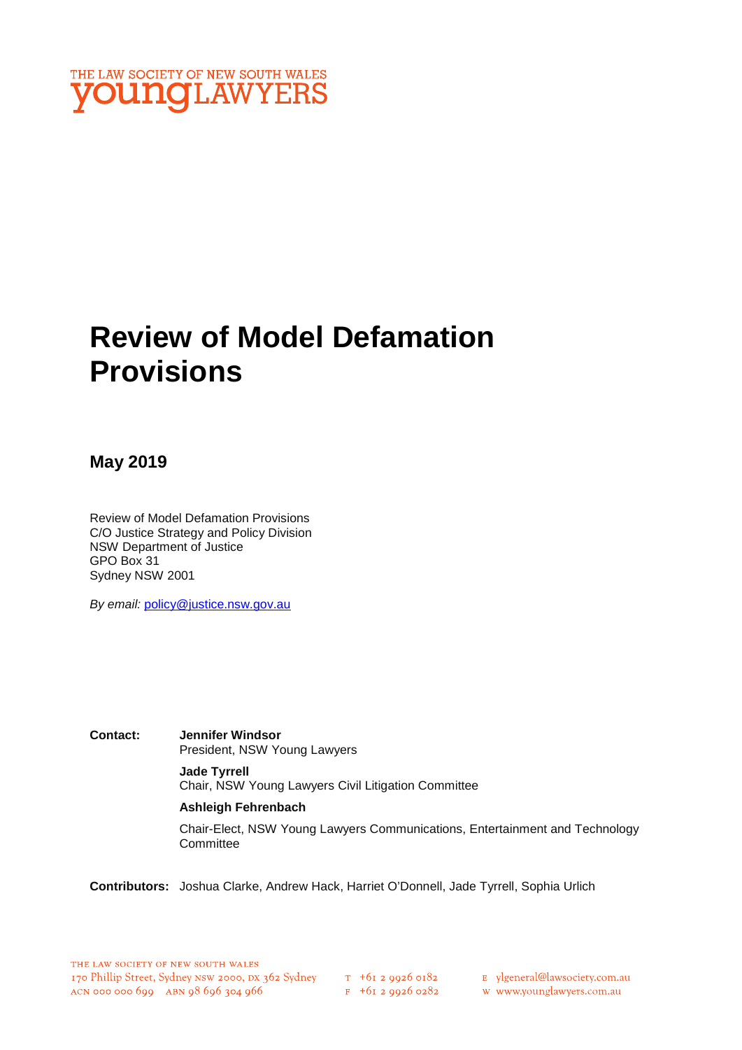THE LAW SOCIETY OF NEW SOUTH WALES
young LAWYERS

# Review of Model Defamation Provisions

## May 2019

Review of Model Defamation Provisions
C/O Justice Strategy and Policy Division
NSW Department of Justice
GPO Box 31
Sydney NSW 2001

*By email:* policy@justice.nsw.gov.au

**Contact:** **Jennifer Windsor**
President, NSW Young Lawyers

**Jade Tyrrell**
Chair, NSW Young Lawyers Civil Litigation Committee

**Ashleigh Fehrenbach**
Chair-Elect, NSW Young Lawyers Communications, Entertainment and Technology Committee

**Contributors:** Joshua Clarke, Andrew Hack, Harriet O'Donnell, Jade Tyrrell, Sophia Urlich

THE LAW SOCIETY OF NEW SOUTH WALES
170 Phillip Street, Sydney NSW 2000, DX 362 Sydney
ACN 000 000 699 ABN 98 696 304 966
T +61 2 9926 0182
F +61 2 9926 0282
E ylgeneral@lawsociety.com.au
W www.younglawyers.com.au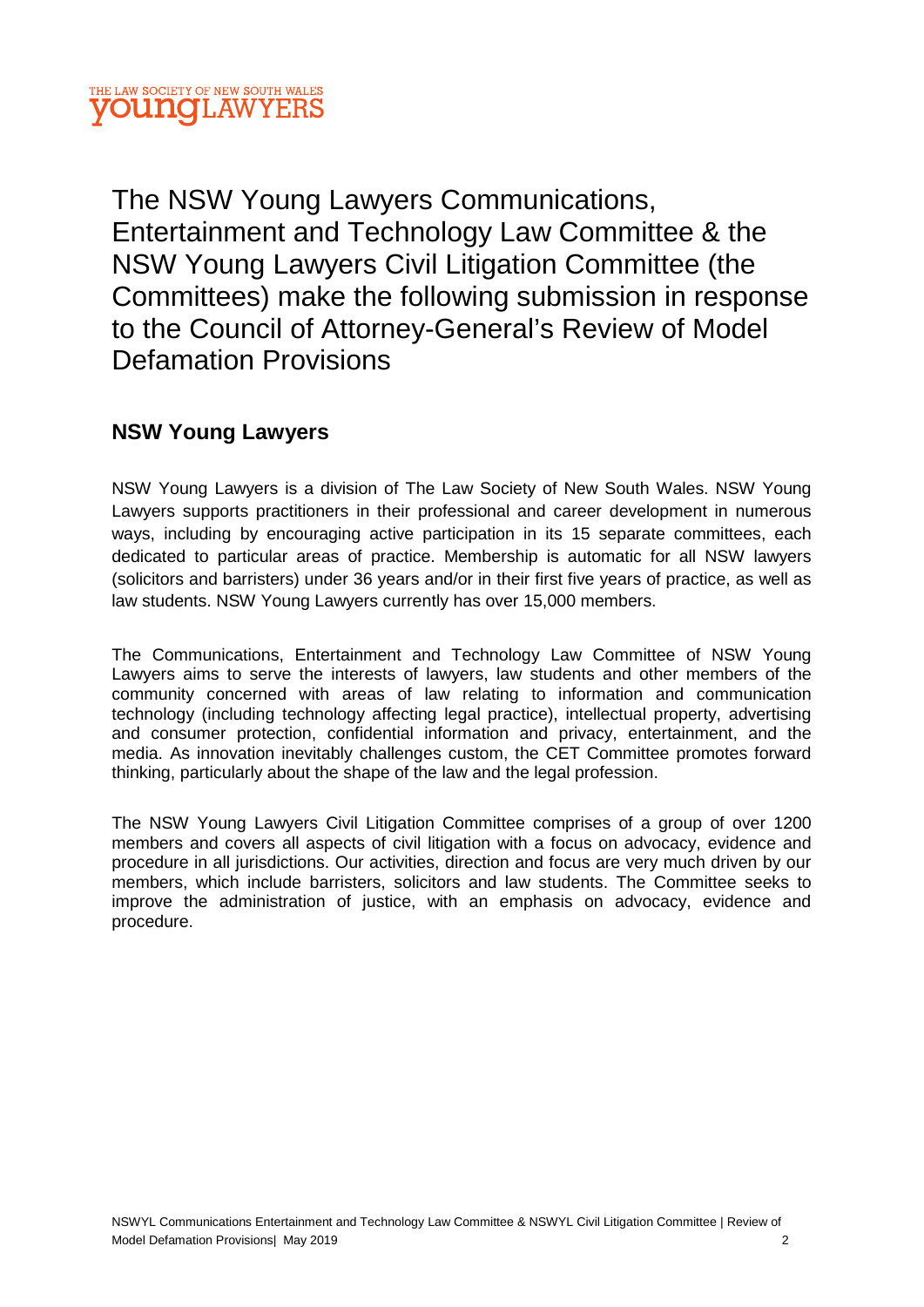The NSW Young Lawyers Communications, Entertainment and Technology Law Committee & the NSW Young Lawyers Civil Litigation Committee (the Committees) make the following submission in response to the Council of Attorney-General's Review of Model Defamation Provisions

## NSW Young Lawyers

NSW Young Lawyers is a division of The Law Society of New South Wales. NSW Young Lawyers supports practitioners in their professional and career development in numerous ways, including by encouraging active participation in its 15 separate committees, each dedicated to particular areas of practice. Membership is automatic for all NSW lawyers (solicitors and barristers) under 36 years and/or in their first five years of practice, as well as law students. NSW Young Lawyers currently has over 15,000 members.

The Communications, Entertainment and Technology Law Committee of NSW Young Lawyers aims to serve the interests of lawyers, law students and other members of the community concerned with areas of law relating to information and communication technology (including technology affecting legal practice), intellectual property, advertising and consumer protection, confidential information and privacy, entertainment, and the media. As innovation inevitably challenges custom, the CET Committee promotes forward thinking, particularly about the shape of the law and the legal profession.

The NSW Young Lawyers Civil Litigation Committee comprises of a group of over 1200 members and covers all aspects of civil litigation with a focus on advocacy, evidence and procedure in all jurisdictions. Our activities, direction and focus are very much driven by our members, which include barristers, solicitors and law students. The Committee seeks to improve the administration of justice, with an emphasis on advocacy, evidence and procedure.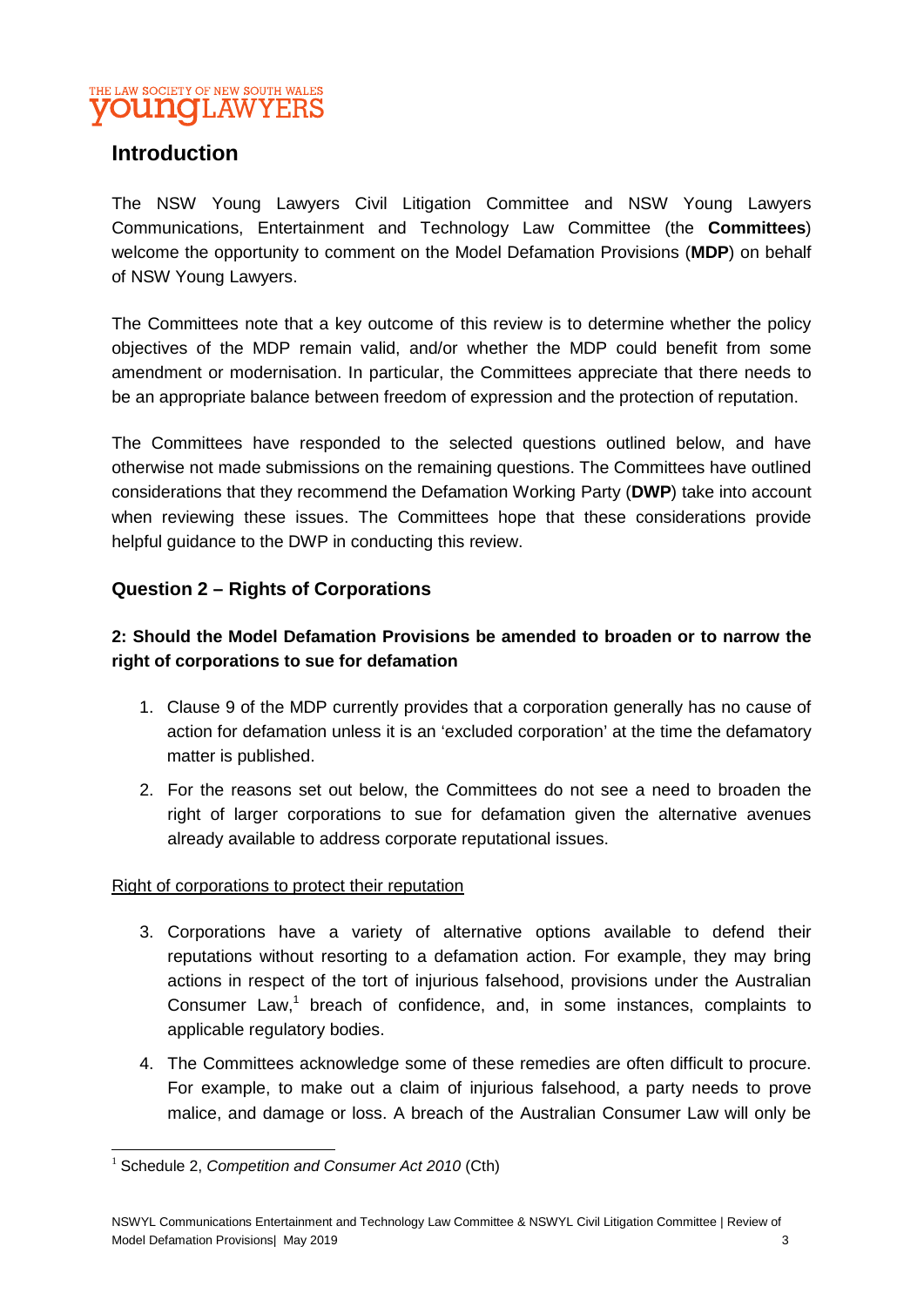## Introduction

The NSW Young Lawyers Civil Litigation Committee and NSW Young Lawyers Communications, Entertainment and Technology Law Committee (the **Committees**) welcome the opportunity to comment on the Model Defamation Provisions (**MDP**) on behalf of NSW Young Lawyers.

The Committees note that a key outcome of this review is to determine whether the policy objectives of the MDP remain valid, and/or whether the MDP could benefit from some amendment or modernisation. In particular, the Committees appreciate that there needs to be an appropriate balance between freedom of expression and the protection of reputation.

The Committees have responded to the selected questions outlined below, and have otherwise not made submissions on the remaining questions. The Committees have outlined considerations that they recommend the Defamation Working Party (**DWP**) take into account when reviewing these issues. The Committees hope that these considerations provide helpful guidance to the DWP in conducting this review.

## Question 2 – Rights of Corporations

### 2: Should the Model Defamation Provisions be amended to broaden or to narrow the right of corporations to sue for defamation

1. Clause 9 of the MDP currently provides that a corporation generally has no cause of action for defamation unless it is an 'excluded corporation' at the time the defamatory matter is published.
2. For the reasons set out below, the Committees do not see a need to broaden the right of larger corporations to sue for defamation given the alternative avenues already available to address corporate reputational issues.

<u>Right of corporations to protect their reputation</u>

3. Corporations have a variety of alternative options available to defend their reputations without resorting to a defamation action. For example, they may bring actions in respect of the tort of injurious falsehood, provisions under the Australian Consumer Law,[1] breach of confidence, and, in some instances, complaints to applicable regulatory bodies.
4. The Committees acknowledge some of these remedies are often difficult to procure. For example, to make out a claim of injurious falsehood, a party needs to prove malice, and damage or loss. A breach of the Australian Consumer Law will only be

[1] Schedule 2, *Competition and Consumer Act 2010* (Cth)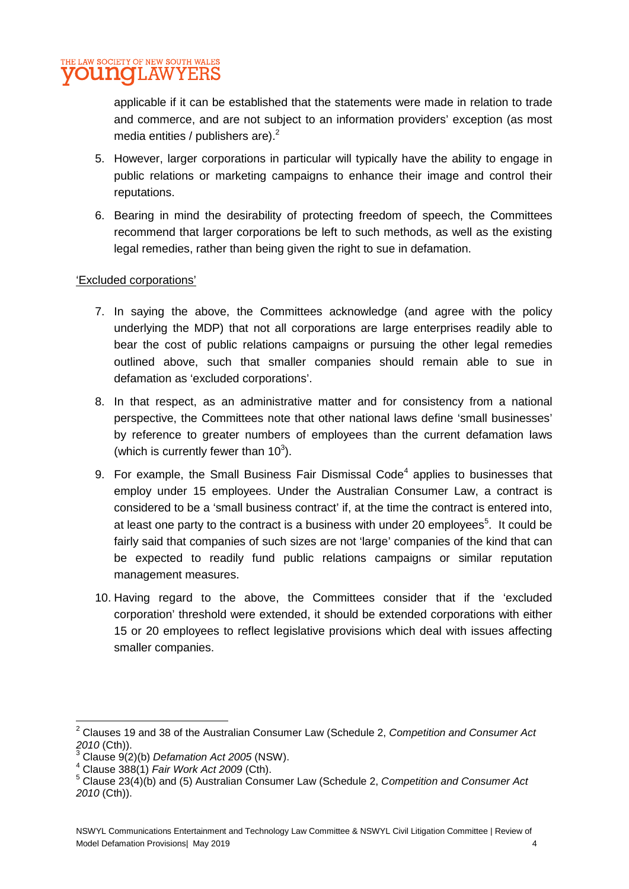applicable if it can be established that the statements were made in relation to trade and commerce, and are not subject to an information providers' exception (as most media entities / publishers are).[2]

5. However, larger corporations in particular will typically have the ability to engage in public relations or marketing campaigns to enhance their image and control their reputations.

6. Bearing in mind the desirability of protecting freedom of speech, the Committees recommend that larger corporations be left to such methods, as well as the existing legal remedies, rather than being given the right to sue in defamation.

'Excluded corporations'

7. In saying the above, the Committees acknowledge (and agree with the policy underlying the MDP) that not all corporations are large enterprises readily able to bear the cost of public relations campaigns or pursuing the other legal remedies outlined above, such that smaller companies should remain able to sue in defamation as 'excluded corporations'.

8. In that respect, as an administrative matter and for consistency from a national perspective, the Committees note that other national laws define 'small businesses' by reference to greater numbers of employees than the current defamation laws (which is currently fewer than 10[3]).

9. For example, the Small Business Fair Dismissal Code[4] applies to businesses that employ under 15 employees. Under the Australian Consumer Law, a contract is considered to be a 'small business contract' if, at the time the contract is entered into, at least one party to the contract is a business with under 20 employees[5]. It could be fairly said that companies of such sizes are not 'large' companies of the kind that can be expected to readily fund public relations campaigns or similar reputation management measures.

10. Having regard to the above, the Committees consider that if the 'excluded corporation' threshold were extended, it should be extended corporations with either 15 or 20 employees to reflect legislative provisions which deal with issues affecting smaller companies.

---

[2] Clauses 19 and 38 of the Australian Consumer Law (Schedule 2, *Competition and Consumer Act 2010* (Cth)).

[3] Clause 9(2)(b) *Defamation Act 2005* (NSW).

[4] Clause 388(1) *Fair Work Act 2009* (Cth).

[5] Clause 23(4)(b) and (5) Australian Consumer Law (Schedule 2, *Competition and Consumer Act 2010* (Cth)).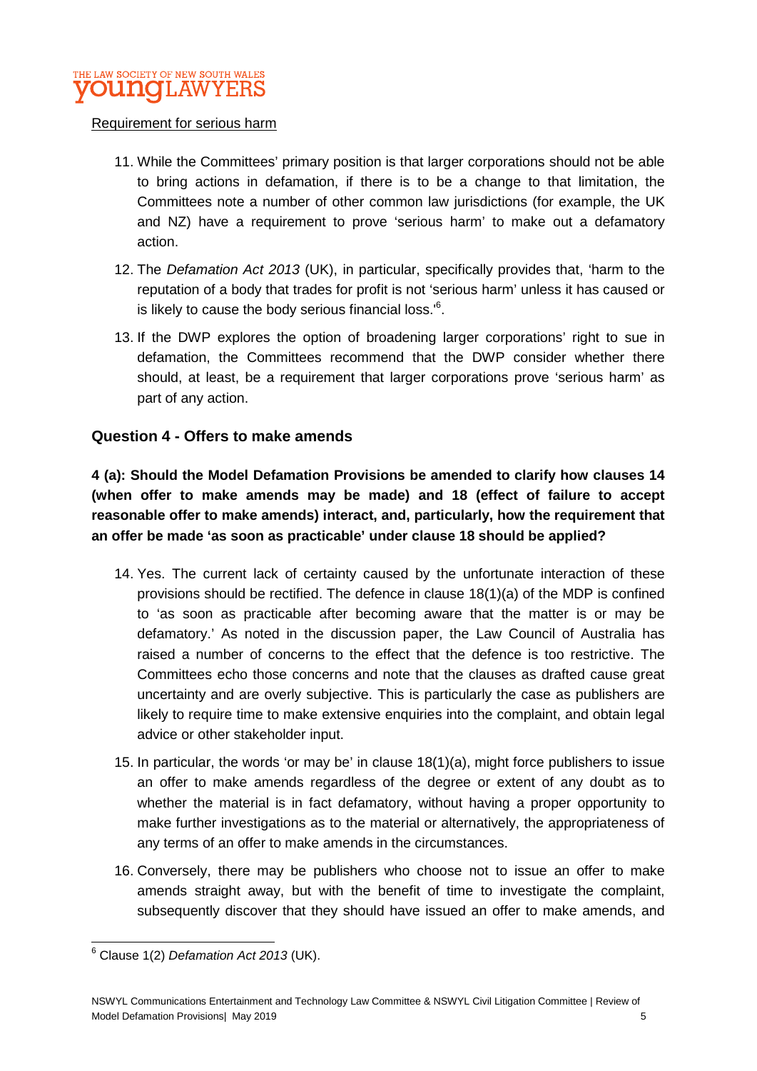Requirement for serious harm

11. While the Committees' primary position is that larger corporations should not be able to bring actions in defamation, if there is to be a change to that limitation, the Committees note a number of other common law jurisdictions (for example, the UK and NZ) have a requirement to prove 'serious harm' to make out a defamatory action.

12. The *Defamation Act 2013* (UK), in particular, specifically provides that, 'harm to the reputation of a body that trades for profit is not 'serious harm' unless it has caused or is likely to cause the body serious financial loss.'[6].

13. If the DWP explores the option of broadening larger corporations' right to sue in defamation, the Committees recommend that the DWP consider whether there should, at least, be a requirement that larger corporations prove 'serious harm' as part of any action.

## Question 4 - Offers to make amends

**4 (a): Should the Model Defamation Provisions be amended to clarify how clauses 14 (when offer to make amends may be made) and 18 (effect of failure to accept reasonable offer to make amends) interact, and, particularly, how the requirement that an offer be made 'as soon as practicable' under clause 18 should be applied?**

14. Yes. The current lack of certainty caused by the unfortunate interaction of these provisions should be rectified. The defence in clause 18(1)(a) of the MDP is confined to 'as soon as practicable after becoming aware that the matter is or may be defamatory.' As noted in the discussion paper, the Law Council of Australia has raised a number of concerns to the effect that the defence is too restrictive. The Committees echo those concerns and note that the clauses as drafted cause great uncertainty and are overly subjective. This is particularly the case as publishers are likely to require time to make extensive enquiries into the complaint, and obtain legal advice or other stakeholder input.

15. In particular, the words 'or may be' in clause 18(1)(a), might force publishers to issue an offer to make amends regardless of the degree or extent of any doubt as to whether the material is in fact defamatory, without having a proper opportunity to make further investigations as to the material or alternatively, the appropriateness of any terms of an offer to make amends in the circumstances.

16. Conversely, there may be publishers who choose not to issue an offer to make amends straight away, but with the benefit of time to investigate the complaint, subsequently discover that they should have issued an offer to make amends, and

[6] Clause 1(2) *Defamation Act 2013* (UK).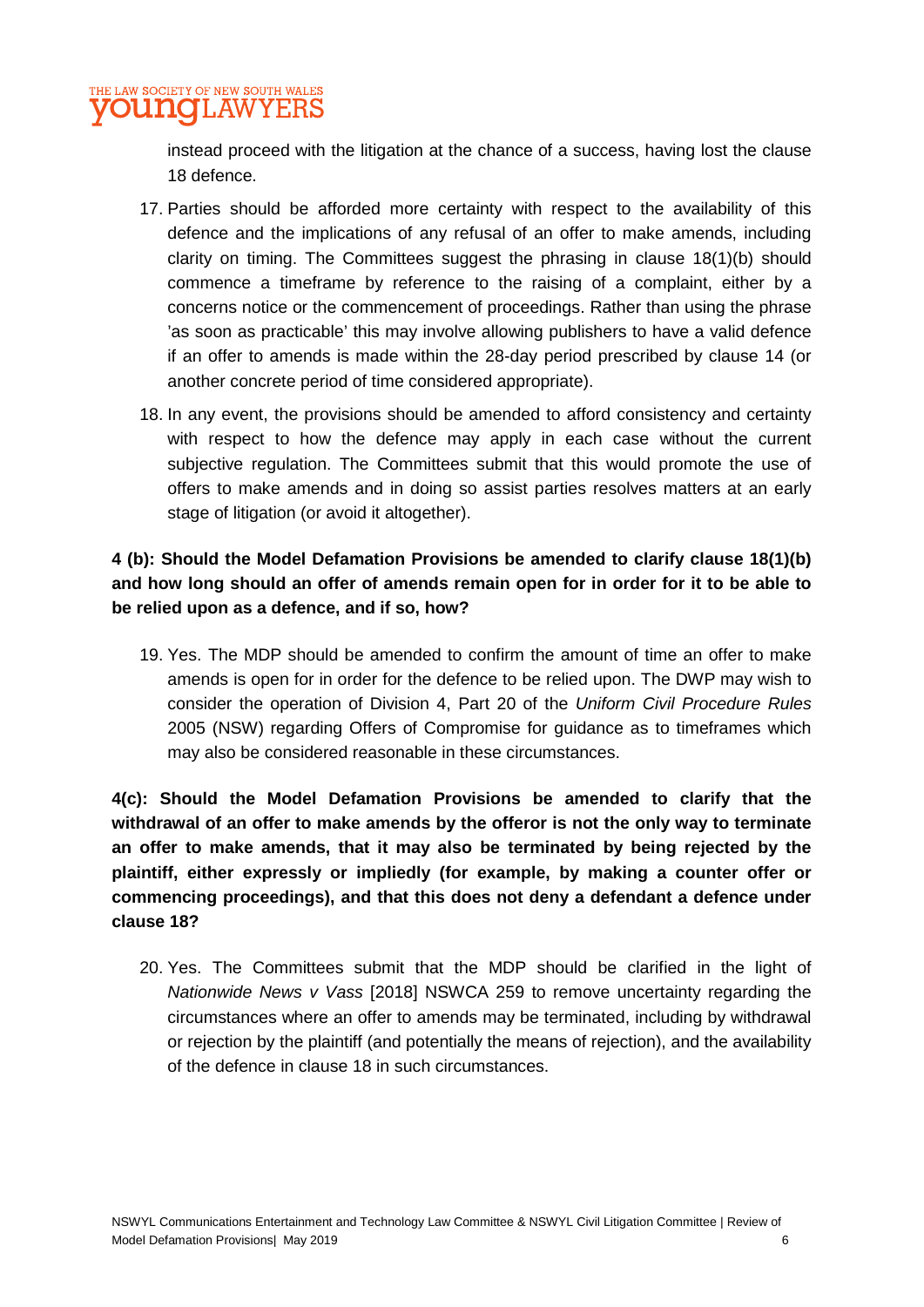instead proceed with the litigation at the chance of a success, having lost the clause 18 defence.

17. Parties should be afforded more certainty with respect to the availability of this defence and the implications of any refusal of an offer to make amends, including clarity on timing. The Committees suggest the phrasing in clause 18(1)(b) should commence a timeframe by reference to the raising of a complaint, either by a concerns notice or the commencement of proceedings. Rather than using the phrase 'as soon as practicable' this may involve allowing publishers to have a valid defence if an offer to amends is made within the 28-day period prescribed by clause 14 (or another concrete period of time considered appropriate).

18. In any event, the provisions should be amended to afford consistency and certainty with respect to how the defence may apply in each case without the current subjective regulation. The Committees submit that this would promote the use of offers to make amends and in doing so assist parties resolves matters at an early stage of litigation (or avoid it altogether).

**4 (b): Should the Model Defamation Provisions be amended to clarify clause 18(1)(b) and how long should an offer of amends remain open for in order for it to be able to be relied upon as a defence, and if so, how?**

19. Yes. The MDP should be amended to confirm the amount of time an offer to make amends is open for in order for the defence to be relied upon. The DWP may wish to consider the operation of Division 4, Part 20 of the *Uniform Civil Procedure Rules* 2005 (NSW) regarding Offers of Compromise for guidance as to timeframes which may also be considered reasonable in these circumstances.

**4(c): Should the Model Defamation Provisions be amended to clarify that the withdrawal of an offer to make amends by the offeror is not the only way to terminate an offer to make amends, that it may also be terminated by being rejected by the plaintiff, either expressly or impliedly (for example, by making a counter offer or commencing proceedings), and that this does not deny a defendant a defence under clause 18?**

20. Yes. The Committees submit that the MDP should be clarified in the light of *Nationwide News v Vass* [2018] NSWCA 259 to remove uncertainty regarding the circumstances where an offer to amends may be terminated, including by withdrawal or rejection by the plaintiff (and potentially the means of rejection), and the availability of the defence in clause 18 in such circumstances.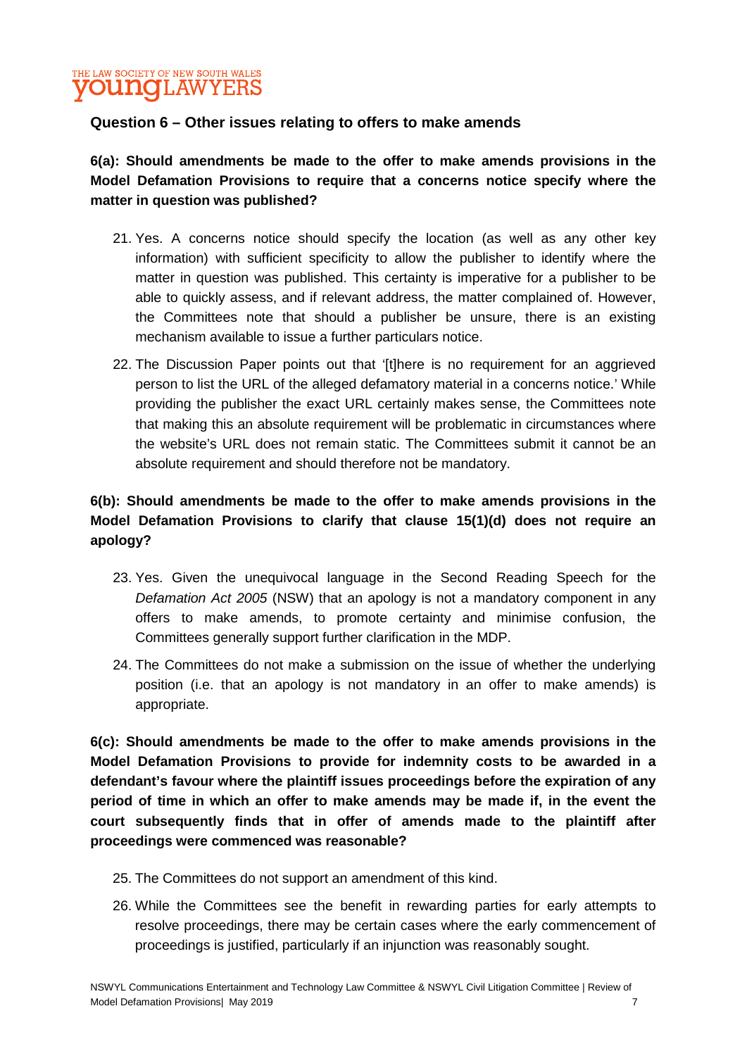### Question 6 – Other issues relating to offers to make amends

**6(a): Should amendments be made to the offer to make amends provisions in the Model Defamation Provisions to require that a concerns notice specify where the matter in question was published?**

21. Yes. A concerns notice should specify the location (as well as any other key information) with sufficient specificity to allow the publisher to identify where the matter in question was published. This certainty is imperative for a publisher to be able to quickly assess, and if relevant address, the matter complained of. However, the Committees note that should a publisher be unsure, there is an existing mechanism available to issue a further particulars notice.
22. The Discussion Paper points out that '[t]here is no requirement for an aggrieved person to list the URL of the alleged defamatory material in a concerns notice.' While providing the publisher the exact URL certainly makes sense, the Committees note that making this an absolute requirement will be problematic in circumstances where the website's URL does not remain static. The Committees submit it cannot be an absolute requirement and should therefore not be mandatory.

**6(b): Should amendments be made to the offer to make amends provisions in the Model Defamation Provisions to clarify that clause 15(1)(d) does not require an apology?**

23. Yes. Given the unequivocal language in the Second Reading Speech for the *Defamation Act 2005* (NSW) that an apology is not a mandatory component in any offers to make amends, to promote certainty and minimise confusion, the Committees generally support further clarification in the MDP.
24. The Committees do not make a submission on the issue of whether the underlying position (i.e. that an apology is not mandatory in an offer to make amends) is appropriate.

**6(c): Should amendments be made to the offer to make amends provisions in the Model Defamation Provisions to provide for indemnity costs to be awarded in a defendant's favour where the plaintiff issues proceedings before the expiration of any period of time in which an offer to make amends may be made if, in the event the court subsequently finds that in offer of amends made to the plaintiff after proceedings were commenced was reasonable?**

25. The Committees do not support an amendment of this kind.
26. While the Committees see the benefit in rewarding parties for early attempts to resolve proceedings, there may be certain cases where the early commencement of proceedings is justified, particularly if an injunction was reasonably sought.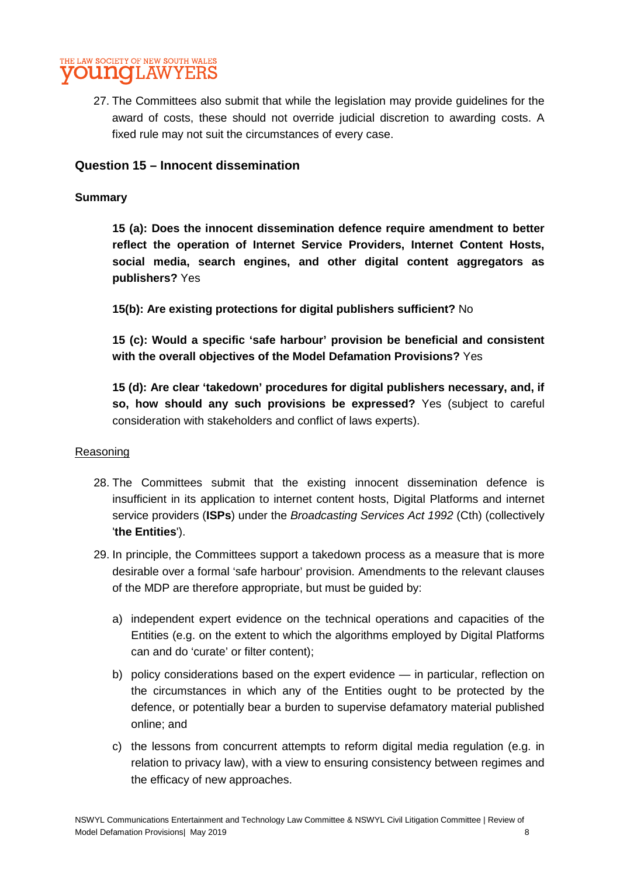27. The Committees also submit that while the legislation may provide guidelines for the award of costs, these should not override judicial discretion to awarding costs. A fixed rule may not suit the circumstances of every case.

## Question 15 – Innocent dissemination

### Summary

**15 (a): Does the innocent dissemination defence require amendment to better reflect the operation of Internet Service Providers, Internet Content Hosts, social media, search engines, and other digital content aggregators as publishers?** Yes

**15(b): Are existing protections for digital publishers sufficient?** No

**15 (c): Would a specific 'safe harbour' provision be beneficial and consistent with the overall objectives of the Model Defamation Provisions?** Yes

**15 (d): Are clear 'takedown' procedures for digital publishers necessary, and, if so, how should any such provisions be expressed?** Yes (subject to careful consideration with stakeholders and conflict of laws experts).

<u>Reasoning</u>

28. The Committees submit that the existing innocent dissemination defence is insufficient in its application to internet content hosts, Digital Platforms and internet service providers (**ISPs**) under the *Broadcasting Services Act 1992* (Cth) (collectively '**the Entities**').

29. In principle, the Committees support a takedown process as a measure that is more desirable over a formal 'safe harbour' provision. Amendments to the relevant clauses of the MDP are therefore appropriate, but must be guided by:

    a) independent expert evidence on the technical operations and capacities of the Entities (e.g. on the extent to which the algorithms employed by Digital Platforms can and do 'curate' or filter content);

    b) policy considerations based on the expert evidence — in particular, reflection on the circumstances in which any of the Entities ought to be protected by the defence, or potentially bear a burden to supervise defamatory material published online; and

    c) the lessons from concurrent attempts to reform digital media regulation (e.g. in relation to privacy law), with a view to ensuring consistency between regimes and the efficacy of new approaches.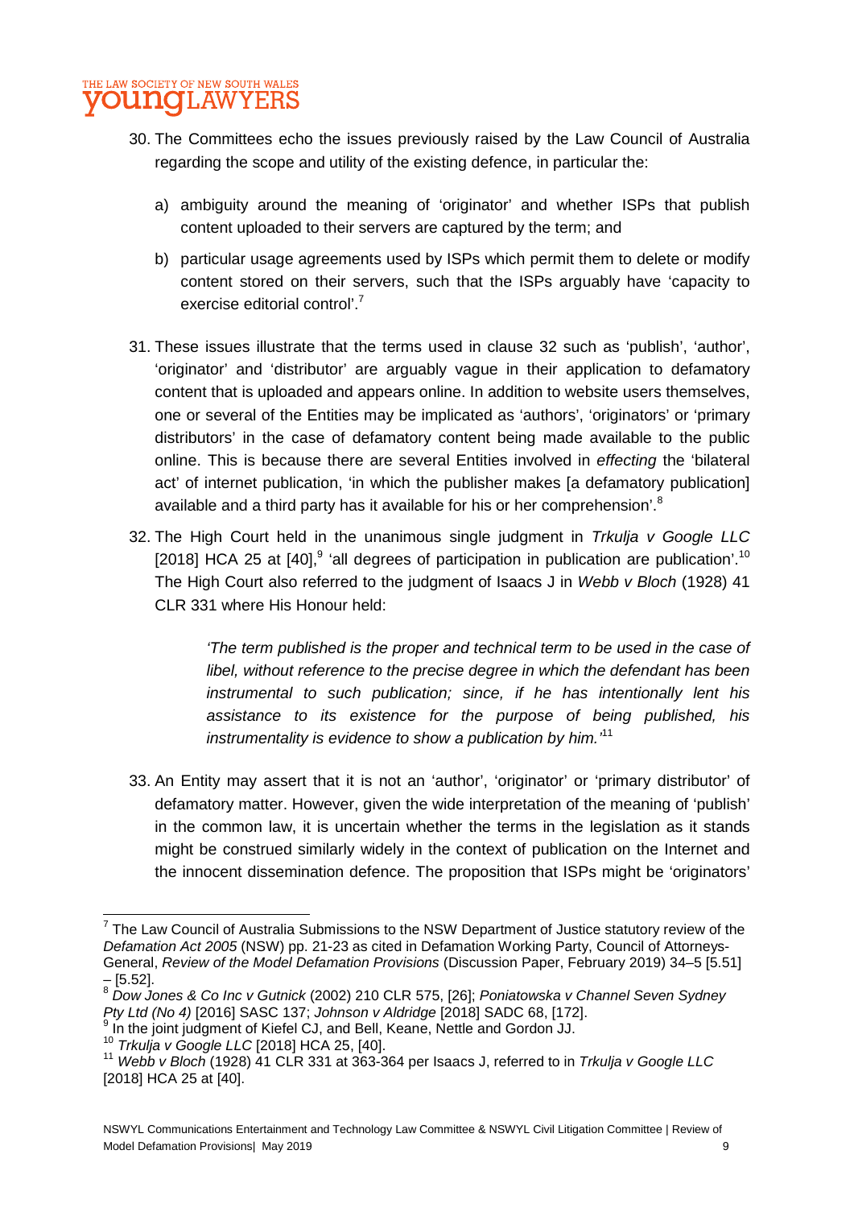30. The Committees echo the issues previously raised by the Law Council of Australia regarding the scope and utility of the existing defence, in particular the:

    a) ambiguity around the meaning of 'originator' and whether ISPs that publish content uploaded to their servers are captured by the term; and

    b) particular usage agreements used by ISPs which permit them to delete or modify content stored on their servers, such that the ISPs arguably have 'capacity to exercise editorial control'.[7]

31. These issues illustrate that the terms used in clause 32 such as 'publish', 'author', 'originator' and 'distributor' are arguably vague in their application to defamatory content that is uploaded and appears online. In addition to website users themselves, one or several of the Entities may be implicated as 'authors', 'originators' or 'primary distributors' in the case of defamatory content being made available to the public online. This is because there are several Entities involved in *effecting* the 'bilateral act' of internet publication, 'in which the publisher makes [a defamatory publication] available and a third party has it available for his or her comprehension'.[8]

32. The High Court held in the unanimous single judgment in *Trkulja v Google LLC* [2018] HCA 25 at [40],[9] 'all degrees of participation in publication are publication'.[10] The High Court also referred to the judgment of Isaacs J in *Webb v Bloch* (1928) 41 CLR 331 where His Honour held:

    > *'The term published is the proper and technical term to be used in the case of libel, without reference to the precise degree in which the defendant has been instrumental to such publication; since, if he has intentionally lent his assistance to its existence for the purpose of being published, his instrumentality is evidence to show a publication by him.'*[11]

33. An Entity may assert that it is not an 'author', 'originator' or 'primary distributor' of defamatory matter. However, given the wide interpretation of the meaning of 'publish' in the common law, it is uncertain whether the terms in the legislation as it stands might be construed similarly widely in the context of publication on the Internet and the innocent dissemination defence. The proposition that ISPs might be 'originators'

---

[7] The Law Council of Australia Submissions to the NSW Department of Justice statutory review of the *Defamation Act 2005* (NSW) pp. 21-23 as cited in Defamation Working Party, Council of Attorneys-General, *Review of the Model Defamation Provisions* (Discussion Paper, February 2019) 34–5 [5.51] – [5.52].

[8] *Dow Jones & Co Inc v Gutnick* (2002) 210 CLR 575, [26]; *Poniatowska v Channel Seven Sydney Pty Ltd (No 4)* [2016] SASC 137; *Johnson v Aldridge* [2018] SADC 68, [172].

[9] In the joint judgment of Kiefel CJ, and Bell, Keane, Nettle and Gordon JJ.

[10] *Trkulja v Google LLC* [2018] HCA 25, [40].

[11] *Webb v Bloch* (1928) 41 CLR 331 at 363-364 per Isaacs J, referred to in *Trkulja v Google LLC* [2018] HCA 25 at [40].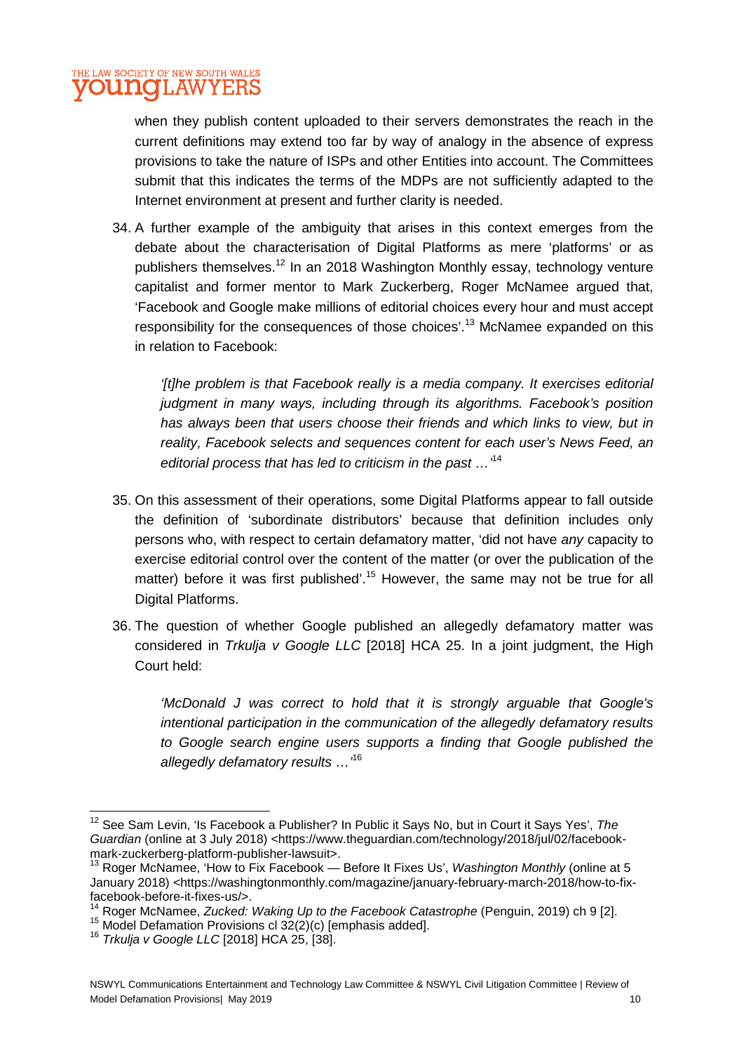when they publish content uploaded to their servers demonstrates the reach in the current definitions may extend too far by way of analogy in the absence of express provisions to take the nature of ISPs and other Entities into account. The Committees submit that this indicates the terms of the MDPs are not sufficiently adapted to the Internet environment at present and further clarity is needed.

34. A further example of the ambiguity that arises in this context emerges from the debate about the characterisation of Digital Platforms as mere 'platforms' or as publishers themselves.[12] In an 2018 Washington Monthly essay, technology venture capitalist and former mentor to Mark Zuckerberg, Roger McNamee argued that, 'Facebook and Google make millions of editorial choices every hour and must accept responsibility for the consequences of those choices'.[13] McNamee expanded on this in relation to Facebook:

    *'[t]he problem is that Facebook really is a media company. It exercises editorial judgment in many ways, including through its algorithms. Facebook's position has always been that users choose their friends and which links to view, but in reality, Facebook selects and sequences content for each user's News Feed, an editorial process that has led to criticism in the past …'*[14]

35. On this assessment of their operations, some Digital Platforms appear to fall outside the definition of 'subordinate distributors' because that definition includes only persons who, with respect to certain defamatory matter, 'did not have *any* capacity to exercise editorial control over the content of the matter (or over the publication of the matter) before it was first published'.[15] However, the same may not be true for all Digital Platforms.

36. The question of whether Google published an allegedly defamatory matter was considered in *Trkulja v Google LLC* [2018] HCA 25. In a joint judgment, the High Court held:

    *'McDonald J was correct to hold that it is strongly arguable that Google's intentional participation in the communication of the allegedly defamatory results to Google search engine users supports a finding that Google published the allegedly defamatory results …'*[16]

---

[12] See Sam Levin, 'Is Facebook a Publisher? In Public it Says No, but in Court it Says Yes', *The Guardian* (online at 3 July 2018) <https://www.theguardian.com/technology/2018/jul/02/facebook-mark-zuckerberg-platform-publisher-lawsuit>.

[13] Roger McNamee, 'How to Fix Facebook — Before It Fixes Us', *Washington Monthly* (online at 5 January 2018) <https://washingtonmonthly.com/magazine/january-february-march-2018/how-to-fix-facebook-before-it-fixes-us/>.

[14] Roger McNamee, *Zucked: Waking Up to the Facebook Catastrophe* (Penguin, 2019) ch 9 [2].

[15] Model Defamation Provisions cl 32(2)(c) [emphasis added].

[16] *Trkulja v Google LLC* [2018] HCA 25, [38].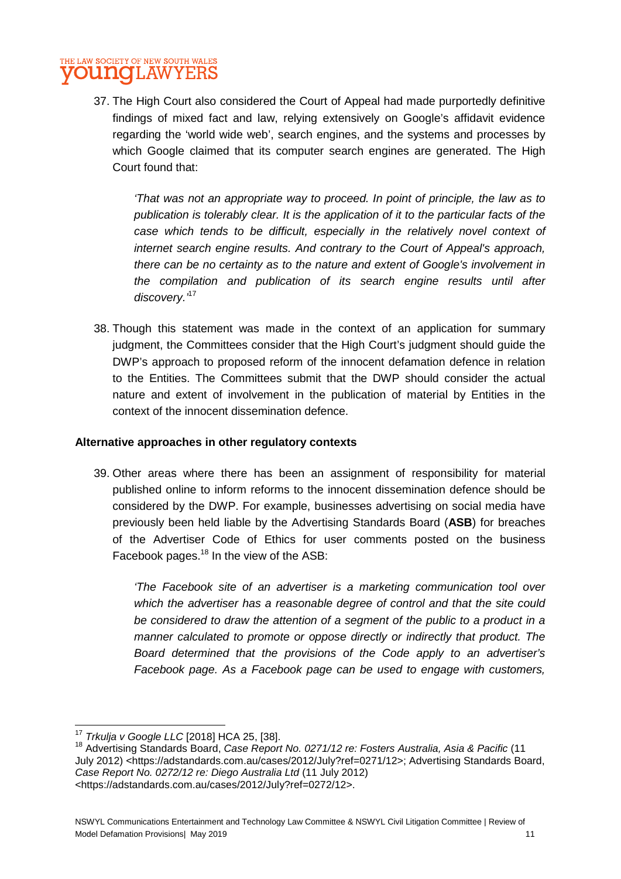37. The High Court also considered the Court of Appeal had made purportedly definitive findings of mixed fact and law, relying extensively on Google's affidavit evidence regarding the 'world wide web', search engines, and the systems and processes by which Google claimed that its computer search engines are generated. The High Court found that:

   *'That was not an appropriate way to proceed. In point of principle, the law as to publication is tolerably clear. It is the application of it to the particular facts of the case which tends to be difficult, especially in the relatively novel context of internet search engine results. And contrary to the Court of Appeal's approach, there can be no certainty as to the nature and extent of Google's involvement in the compilation and publication of its search engine results until after discovery.'*[17]

38. Though this statement was made in the context of an application for summary judgment, the Committees consider that the High Court's judgment should guide the DWP's approach to proposed reform of the innocent defamation defence in relation to the Entities. The Committees submit that the DWP should consider the actual nature and extent of involvement in the publication of material by Entities in the context of the innocent dissemination defence.

**Alternative approaches in other regulatory contexts**

39. Other areas where there has been an assignment of responsibility for material published online to inform reforms to the innocent dissemination defence should be considered by the DWP. For example, businesses advertising on social media have previously been held liable by the Advertising Standards Board (**ASB**) for breaches of the Advertiser Code of Ethics for user comments posted on the business Facebook pages.[18] In the view of the ASB:

   *'The Facebook site of an advertiser is a marketing communication tool over which the advertiser has a reasonable degree of control and that the site could be considered to draw the attention of a segment of the public to a product in a manner calculated to promote or oppose directly or indirectly that product. The Board determined that the provisions of the Code apply to an advertiser's Facebook page. As a Facebook page can be used to engage with customers,*

---

[17] *Trkulja v Google LLC* [2018] HCA 25, [38].

[18] Advertising Standards Board, *Case Report No. 0271/12 re: Fosters Australia, Asia & Pacific* (11 July 2012) <https://adstandards.com.au/cases/2012/July?ref=0271/12>; Advertising Standards Board, *Case Report No. 0272/12 re: Diego Australia Ltd* (11 July 2012) <https://adstandards.com.au/cases/2012/July?ref=0272/12>.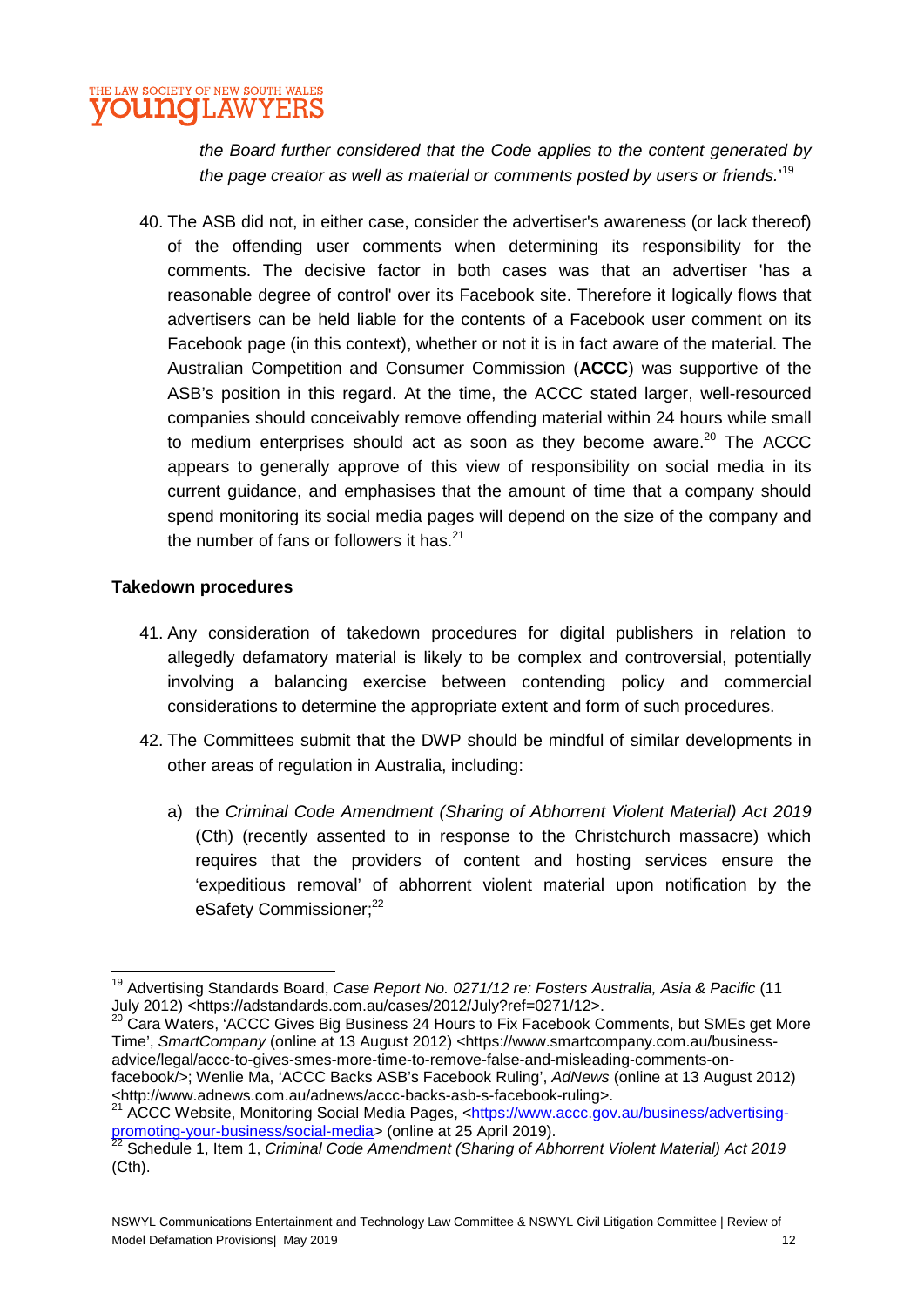*the Board further considered that the Code applies to the content generated by the page creator as well as material or comments posted by users or friends.*'[19]

40. The ASB did not, in either case, consider the advertiser's awareness (or lack thereof) of the offending user comments when determining its responsibility for the comments. The decisive factor in both cases was that an advertiser 'has a reasonable degree of control' over its Facebook site. Therefore it logically flows that advertisers can be held liable for the contents of a Facebook user comment on its Facebook page (in this context), whether or not it is in fact aware of the material. The Australian Competition and Consumer Commission (**ACCC**) was supportive of the ASB's position in this regard. At the time, the ACCC stated larger, well-resourced companies should conceivably remove offending material within 24 hours while small to medium enterprises should act as soon as they become aware.[20] The ACCC appears to generally approve of this view of responsibility on social media in its current guidance, and emphasises that the amount of time that a company should spend monitoring its social media pages will depend on the size of the company and the number of fans or followers it has.[21]

**Takedown procedures**

41. Any consideration of takedown procedures for digital publishers in relation to allegedly defamatory material is likely to be complex and controversial, potentially involving a balancing exercise between contending policy and commercial considerations to determine the appropriate extent and form of such procedures.

42. The Committees submit that the DWP should be mindful of similar developments in other areas of regulation in Australia, including:

    a) the *Criminal Code Amendment (Sharing of Abhorrent Violent Material) Act 2019* (Cth) (recently assented to in response to the Christchurch massacre) which requires that the providers of content and hosting services ensure the 'expeditious removal' of abhorrent violent material upon notification by the eSafety Commissioner;[22]

---

[19] Advertising Standards Board, *Case Report No. 0271/12 re: Fosters Australia, Asia & Pacific* (11 July 2012) <https://adstandards.com.au/cases/2012/July?ref=0271/12>.

[20] Cara Waters, 'ACCC Gives Big Business 24 Hours to Fix Facebook Comments, but SMEs get More Time', *SmartCompany* (online at 13 August 2012) <https://www.smartcompany.com.au/business-advice/legal/accc-to-gives-smes-more-time-to-remove-false-and-misleading-comments-on-facebook/>; Wenlie Ma, 'ACCC Backs ASB's Facebook Ruling', *AdNews* (online at 13 August 2012) <http://www.adnews.com.au/adnews/accc-backs-asb-s-facebook-ruling>.

[21] ACCC Website, Monitoring Social Media Pages, <https://www.accc.gov.au/business/advertising-promoting-your-business/social-media> (online at 25 April 2019).

[22] Schedule 1, Item 1, *Criminal Code Amendment (Sharing of Abhorrent Violent Material) Act 2019* (Cth).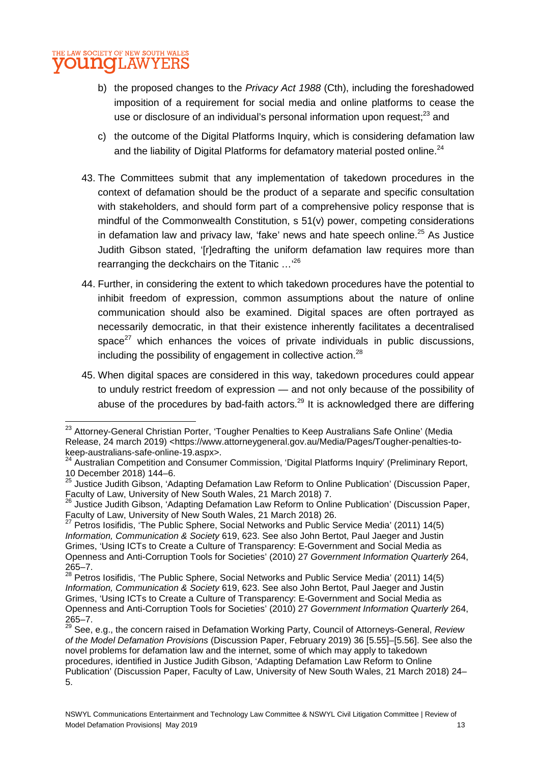b) the proposed changes to the *Privacy Act 1988* (Cth), including the foreshadowed imposition of a requirement for social media and online platforms to cease the use or disclosure of an individual's personal information upon request;[23] and

c) the outcome of the Digital Platforms Inquiry, which is considering defamation law and the liability of Digital Platforms for defamatory material posted online.[24]

43. The Committees submit that any implementation of takedown procedures in the context of defamation should be the product of a separate and specific consultation with stakeholders, and should form part of a comprehensive policy response that is mindful of the Commonwealth Constitution, s 51(v) power, competing considerations in defamation law and privacy law, 'fake' news and hate speech online.[25] As Justice Judith Gibson stated, '[r]edrafting the uniform defamation law requires more than rearranging the deckchairs on the Titanic …'[26]

44. Further, in considering the extent to which takedown procedures have the potential to inhibit freedom of expression, common assumptions about the nature of online communication should also be examined. Digital spaces are often portrayed as necessarily democratic, in that their existence inherently facilitates a decentralised space[27] which enhances the voices of private individuals in public discussions, including the possibility of engagement in collective action.[28]

45. When digital spaces are considered in this way, takedown procedures could appear to unduly restrict freedom of expression — and not only because of the possibility of abuse of the procedures by bad-faith actors.[29] It is acknowledged there are differing

---

[23] Attorney-General Christian Porter, 'Tougher Penalties to Keep Australians Safe Online' (Media Release, 24 march 2019) <https://www.attorneygeneral.gov.au/Media/Pages/Tougher-penalties-to-keep-australians-safe-online-19.aspx>.

[24] Australian Competition and Consumer Commission, 'Digital Platforms Inquiry' (Preliminary Report, 10 December 2018) 144–6.

[25] Justice Judith Gibson, 'Adapting Defamation Law Reform to Online Publication' (Discussion Paper, Faculty of Law, University of New South Wales, 21 March 2018) 7.

[26] Justice Judith Gibson, 'Adapting Defamation Law Reform to Online Publication' (Discussion Paper, Faculty of Law, University of New South Wales, 21 March 2018) 26.

[27] Petros Iosifidis, 'The Public Sphere, Social Networks and Public Service Media' (2011) 14(5) *Information, Communication & Society* 619, 623. See also John Bertot, Paul Jaeger and Justin Grimes, 'Using ICTs to Create a Culture of Transparency: E-Government and Social Media as Openness and Anti-Corruption Tools for Societies' (2010) 27 *Government Information Quarterly* 264, 265–7.

[28] Petros Iosifidis, 'The Public Sphere, Social Networks and Public Service Media' (2011) 14(5) *Information, Communication & Society* 619, 623. See also John Bertot, Paul Jaeger and Justin Grimes, 'Using ICTs to Create a Culture of Transparency: E-Government and Social Media as Openness and Anti-Corruption Tools for Societies' (2010) 27 *Government Information Quarterly* 264, 265–7.

[29] See, e.g., the concern raised in Defamation Working Party, Council of Attorneys-General, *Review of the Model Defamation Provisions* (Discussion Paper, February 2019) 36 [5.55]–[5.56]. See also the novel problems for defamation law and the internet, some of which may apply to takedown procedures, identified in Justice Judith Gibson, 'Adapting Defamation Law Reform to Online Publication' (Discussion Paper, Faculty of Law, University of New South Wales, 21 March 2018) 24–5.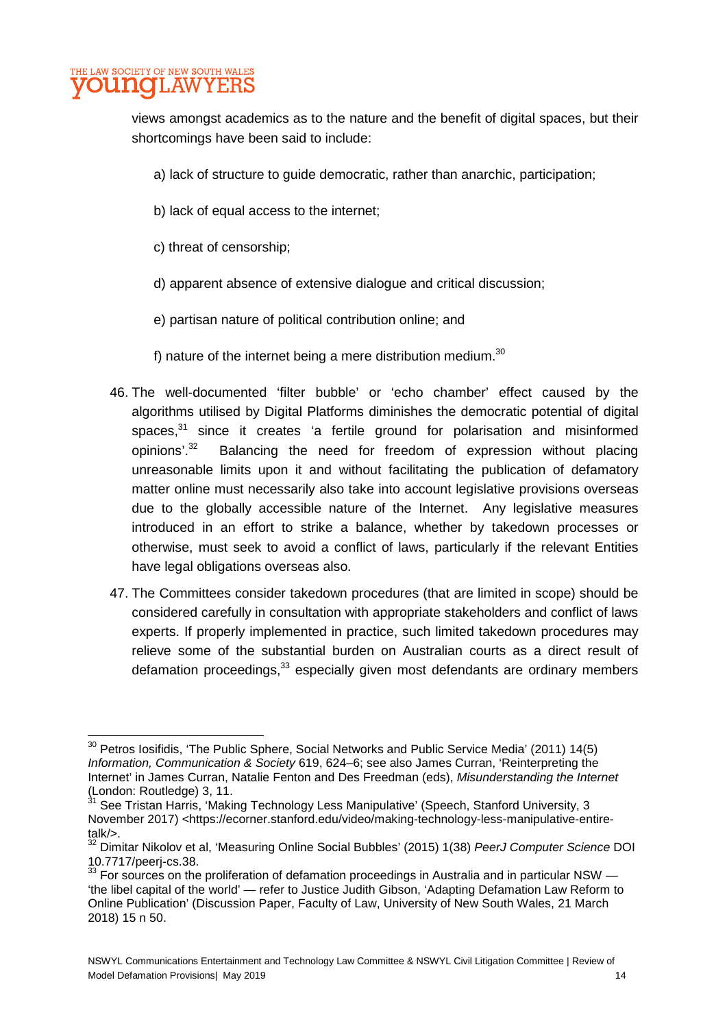views amongst academics as to the nature and the benefit of digital spaces, but their shortcomings have been said to include:

a) lack of structure to guide democratic, rather than anarchic, participation;

b) lack of equal access to the internet;

c) threat of censorship;

d) apparent absence of extensive dialogue and critical discussion;

e) partisan nature of political contribution online; and

f) nature of the internet being a mere distribution medium.[30]

46. The well-documented 'filter bubble' or 'echo chamber' effect caused by the algorithms utilised by Digital Platforms diminishes the democratic potential of digital spaces,[31] since it creates 'a fertile ground for polarisation and misinformed opinions'.[32] Balancing the need for freedom of expression without placing unreasonable limits upon it and without facilitating the publication of defamatory matter online must necessarily also take into account legislative provisions overseas due to the globally accessible nature of the Internet. Any legislative measures introduced in an effort to strike a balance, whether by takedown processes or otherwise, must seek to avoid a conflict of laws, particularly if the relevant Entities have legal obligations overseas also.

47. The Committees consider takedown procedures (that are limited in scope) should be considered carefully in consultation with appropriate stakeholders and conflict of laws experts. If properly implemented in practice, such limited takedown procedures may relieve some of the substantial burden on Australian courts as a direct result of defamation proceedings,[33] especially given most defendants are ordinary members

---

[30] Petros Iosifidis, 'The Public Sphere, Social Networks and Public Service Media' (2011) 14(5) *Information, Communication & Society* 619, 624–6; see also James Curran, 'Reinterpreting the Internet' in James Curran, Natalie Fenton and Des Freedman (eds), *Misunderstanding the Internet* (London: Routledge) 3, 11.

[31] See Tristan Harris, 'Making Technology Less Manipulative' (Speech, Stanford University, 3 November 2017) <https://ecorner.stanford.edu/video/making-technology-less-manipulative-entire-talk/>.

[32] Dimitar Nikolov et al, 'Measuring Online Social Bubbles' (2015) 1(38) *PeerJ Computer Science* DOI 10.7717/peerj-cs.38.

[33] For sources on the proliferation of defamation proceedings in Australia and in particular NSW — 'the libel capital of the world' — refer to Justice Judith Gibson, 'Adapting Defamation Law Reform to Online Publication' (Discussion Paper, Faculty of Law, University of New South Wales, 21 March 2018) 15 n 50.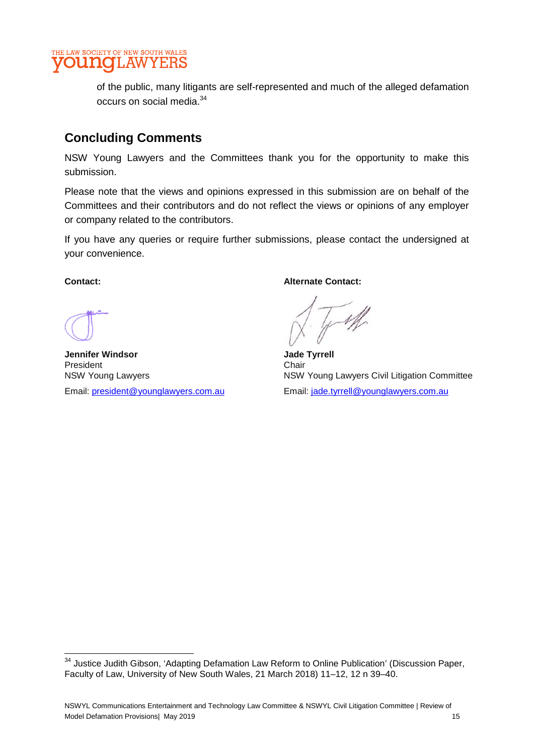of the public, many litigants are self-represented and much of the alleged defamation occurs on social media.[34]

## Concluding Comments

NSW Young Lawyers and the Committees thank you for the opportunity to make this submission.

Please note that the views and opinions expressed in this submission are on behalf of the Committees and their contributors and do not reflect the views or opinions of any employer or company related to the contributors.

If you have any queries or require further submissions, please contact the undersigned at your convenience.

**Contact:**

**Jennifer Windsor**
President
NSW Young Lawyers
Email: president@younglawyers.com.au

**Alternate Contact:**

**Jade Tyrrell**
Chair
NSW Young Lawyers Civil Litigation Committee
Email: jade.tyrrell@younglawyers.com.au

[34] Justice Judith Gibson, 'Adapting Defamation Law Reform to Online Publication' (Discussion Paper, Faculty of Law, University of New South Wales, 21 March 2018) 11–12, 12 n 39–40.